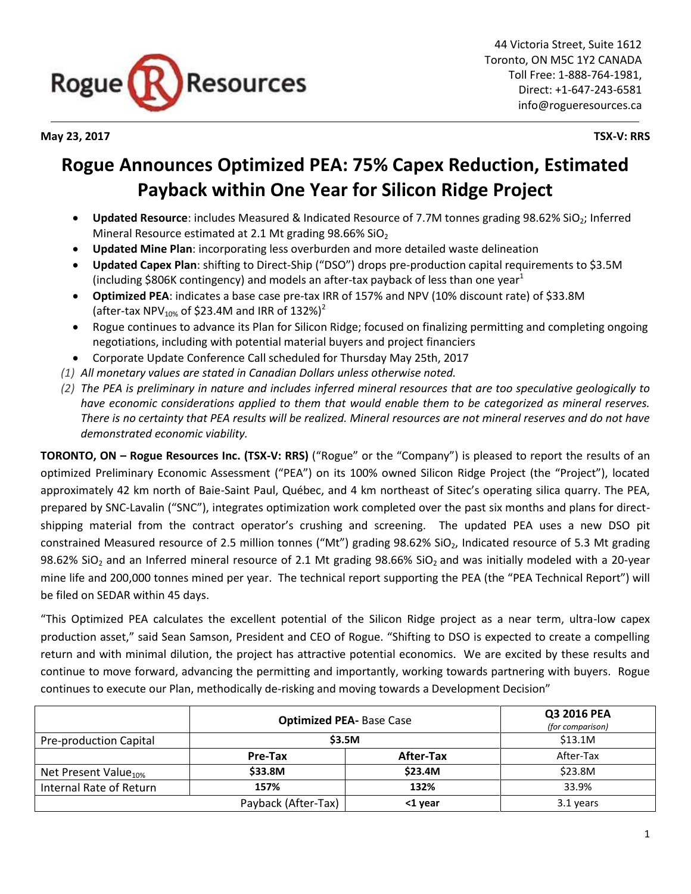44 Victoria Street, Suite 1612
Toronto, ON M5C 1Y2 CANADA
Toll Free: 1-888-764-1981,
Direct: +1-647-243-6581
info@rogueresources.ca

**May 23, 2017** **TSX-V: RRS**

# Rogue Announces Optimized PEA: 75% Capex Reduction, Estimated Payback within One Year for Silicon Ridge Project

- **Updated Resource**: includes Measured & Indicated Resource of 7.7M tonnes grading 98.62% $SiO_2$; Inferred Mineral Resource estimated at 2.1 Mt grading 98.66% $SiO_2$
- **Updated Mine Plan**: incorporating less overburden and more detailed waste delineation
- **Updated Capex Plan**: shifting to Direct-Ship ("DSO") drops pre-production capital requirements to $3.5M (including $806K contingency) and models an after-tax payback of less than one year[1]
- **Optimized PEA**: indicates a base case pre-tax IRR of 157% and NPV (10% discount rate) of $33.8M (after-tax $NPV_{10\%}$ of $23.4M and IRR of 132%)[2]
- Rogue continues to advance its Plan for Silicon Ridge; focused on finalizing permitting and completing ongoing negotiations, including with potential material buyers and project financiers
- Corporate Update Conference Call scheduled for Thursday May 25th, 2017

*(1) All monetary values are stated in Canadian Dollars unless otherwise noted.*

*(2) The PEA is preliminary in nature and includes inferred mineral resources that are too speculative geologically to have economic considerations applied to them that would enable them to be categorized as mineral reserves. There is no certainty that PEA results will be realized. Mineral resources are not mineral reserves and do not have demonstrated economic viability.*

**TORONTO, ON – Rogue Resources Inc. (TSX-V: RRS)** ("Rogue" or the "Company") is pleased to report the results of an optimized Preliminary Economic Assessment ("PEA") on its 100% owned Silicon Ridge Project (the "Project"), located approximately 42 km north of Baie-Saint Paul, Québec, and 4 km northeast of Sitec's operating silica quarry. The PEA, prepared by SNC-Lavalin ("SNC"), integrates optimization work completed over the past six months and plans for direct-shipping material from the contract operator's crushing and screening. The updated PEA uses a new DSO pit constrained Measured resource of 2.5 million tonnes ("Mt") grading 98.62% $SiO_2$, Indicated resource of 5.3 Mt grading 98.62% $SiO_2$ and an Inferred mineral resource of 2.1 Mt grading 98.66% $SiO_2$ and was initially modeled with a 20-year mine life and 200,000 tonnes mined per year. The technical report supporting the PEA (the "PEA Technical Report") will be filed on SEDAR within 45 days.

"This Optimized PEA calculates the excellent potential of the Silicon Ridge project as a near term, ultra-low capex production asset," said Sean Samson, President and CEO of Rogue. "Shifting to DSO is expected to create a compelling return and with minimal dilution, the project has attractive potential economics. We are excited by these results and continue to move forward, advancing the permitting and importantly, working towards partnering with buyers. Rogue continues to execute our Plan, methodically de-risking and moving towards a Development Decision"

| | **Optimized PEA-** Base Case | | Q3 2016 PEA *(for comparison)* |
|---|---|---|---|
| Pre-production Capital | **$3.5M** | | $13.1M |
| | **Pre-Tax** | **After-Tax** | After-Tax |
| Net Present Value$_{10\%}$ | **$33.8M** | **$23.4M** | $23.8M |
| Internal Rate of Return | **157%** | **132%** | 33.9% |
| Payback (After-Tax) | | **<1 year** | 3.1 years |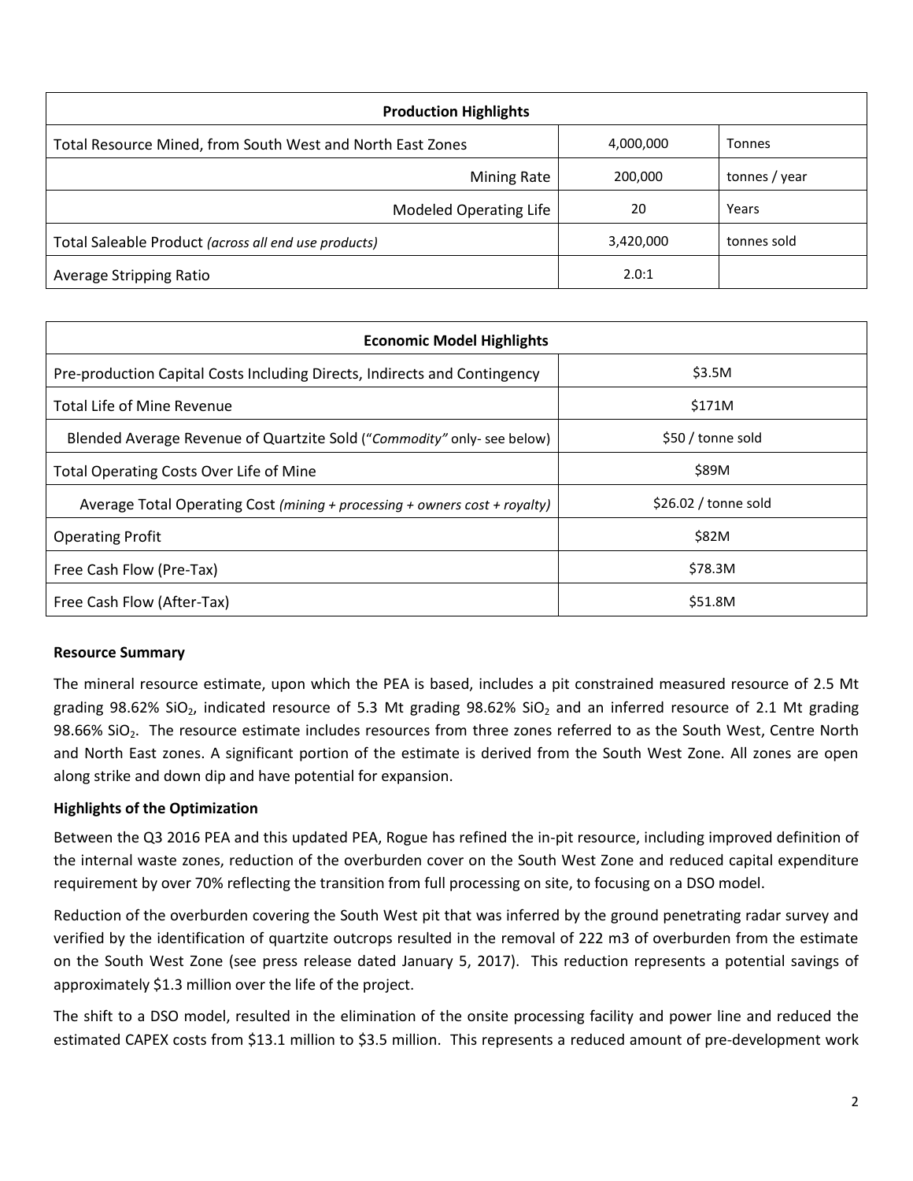| Production Highlights | | |
|---|---|---|
| Total Resource Mined, from South West and North East Zones | 4,000,000 | Tonnes |
| Mining Rate | 200,000 | tonnes / year |
| Modeled Operating Life | 20 | Years |
| Total Saleable Product *(across all end use products)* | 3,420,000 | tonnes sold |
| Average Stripping Ratio | 2.0:1 | |

| Economic Model Highlights | |
|---|---|
| Pre-production Capital Costs Including Directs, Indirects and Contingency | $3.5M |
| Total Life of Mine Revenue | $171M |
| Blended Average Revenue of Quartzite Sold (*"Commodity"* only- see below) | $50 / tonne sold |
| Total Operating Costs Over Life of Mine | $89M |
| Average Total Operating Cost *(mining + processing + owners cost + royalty)* | $26.02 / tonne sold |
| Operating Profit | $82M |
| Free Cash Flow (Pre-Tax) | $78.3M |
| Free Cash Flow (After-Tax) | $51.8M |

**Resource Summary**

The mineral resource estimate, upon which the PEA is based, includes a pit constrained measured resource of 2.5 Mt grading 98.62% $SiO_2$, indicated resource of 5.3 Mt grading 98.62% $SiO_2$ and an inferred resource of 2.1 Mt grading 98.66% $SiO_2$. The resource estimate includes resources from three zones referred to as the South West, Centre North and North East zones. A significant portion of the estimate is derived from the South West Zone. All zones are open along strike and down dip and have potential for expansion.

**Highlights of the Optimization**

Between the Q3 2016 PEA and this updated PEA, Rogue has refined the in-pit resource, including improved definition of the internal waste zones, reduction of the overburden cover on the South West Zone and reduced capital expenditure requirement by over 70% reflecting the transition from full processing on site, to focusing on a DSO model.

Reduction of the overburden covering the South West pit that was inferred by the ground penetrating radar survey and verified by the identification of quartzite outcrops resulted in the removal of 222 m3 of overburden from the estimate on the South West Zone (see press release dated January 5, 2017). This reduction represents a potential savings of approximately $1.3 million over the life of the project.

The shift to a DSO model, resulted in the elimination of the onsite processing facility and power line and reduced the estimated CAPEX costs from $13.1 million to $3.5 million. This represents a reduced amount of pre-development work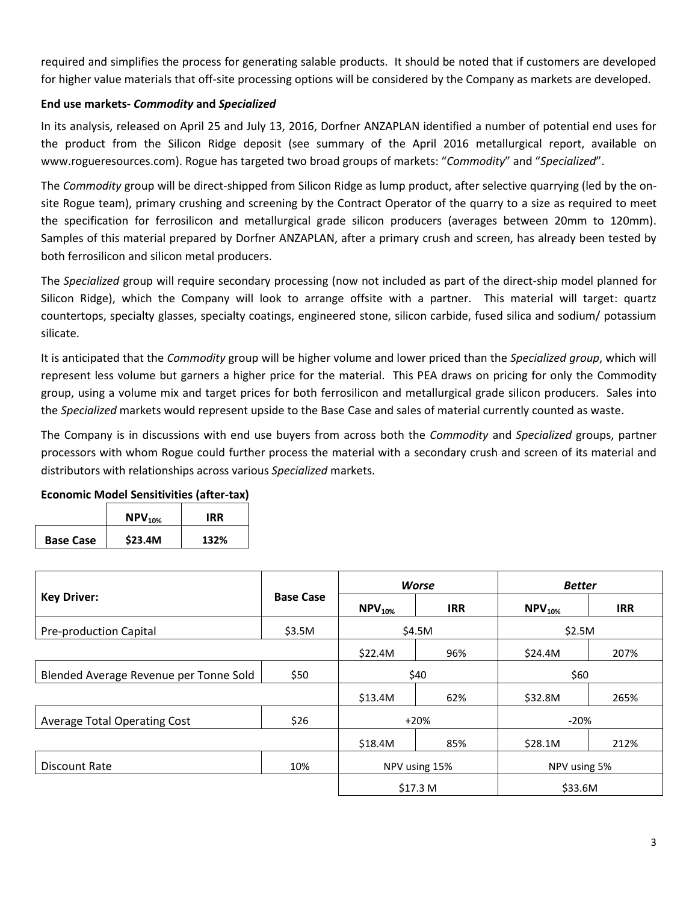required and simplifies the process for generating salable products. It should be noted that if customers are developed for higher value materials that off-site processing options will be considered by the Company as markets are developed.

**End use markets- *Commodity* and *Specialized***

In its analysis, released on April 25 and July 13, 2016, Dorfner ANZAPLAN identified a number of potential end uses for the product from the Silicon Ridge deposit (see summary of the April 2016 metallurgical report, available on www.rogueresources.com). Rogue has targeted two broad groups of markets: "*Commodity*" and "*Specialized*".

The *Commodity* group will be direct-shipped from Silicon Ridge as lump product, after selective quarrying (led by the on-site Rogue team), primary crushing and screening by the Contract Operator of the quarry to a size as required to meet the specification for ferrosilicon and metallurgical grade silicon producers (averages between 20mm to 120mm). Samples of this material prepared by Dorfner ANZAPLAN, after a primary crush and screen, has already been tested by both ferrosilicon and silicon metal producers.

The *Specialized* group will require secondary processing (now not included as part of the direct-ship model planned for Silicon Ridge), which the Company will look to arrange offsite with a partner. This material will target: quartz countertops, specialty glasses, specialty coatings, engineered stone, silicon carbide, fused silica and sodium/ potassium silicate.

It is anticipated that the *Commodity* group will be higher volume and lower priced than the *Specialized group*, which will represent less volume but garners a higher price for the material. This PEA draws on pricing for only the Commodity group, using a volume mix and target prices for both ferrosilicon and metallurgical grade silicon producers. Sales into the *Specialized* markets would represent upside to the Base Case and sales of material currently counted as waste.

The Company is in discussions with end use buyers from across both the *Commodity* and *Specialized* groups, partner processors with whom Rogue could further process the material with a secondary crush and screen of its material and distributors with relationships across various *Specialized* markets.

**Economic Model Sensitivities (after-tax)**

| | $NPV_{10\%}$ | IRR |
|---|---|---|
| **Base Case** | **\$23.4M** | **132%** |

| Key Driver: | Base Case | *Worse* | | *Better* | |
|---|---|---|---|---|---|
| | | $NPV_{10\%}$ | IRR | $NPV_{10\%}$ | IRR |
| Pre-production Capital | \$3.5M | \$4.5M | | \$2.5M | |
| | | \$22.4M | 96% | \$24.4M | 207% |
| Blended Average Revenue per Tonne Sold | \$50 | \$40 | | \$60 | |
| | | \$13.4M | 62% | \$32.8M | 265% |
| Average Total Operating Cost | \$26 | +20% | | -20% | |
| | | \$18.4M | 85% | \$28.1M | 212% |
| Discount Rate | 10% | NPV using 15% | | NPV using 5% | |
| | | \$17.3 M | | \$33.6M | |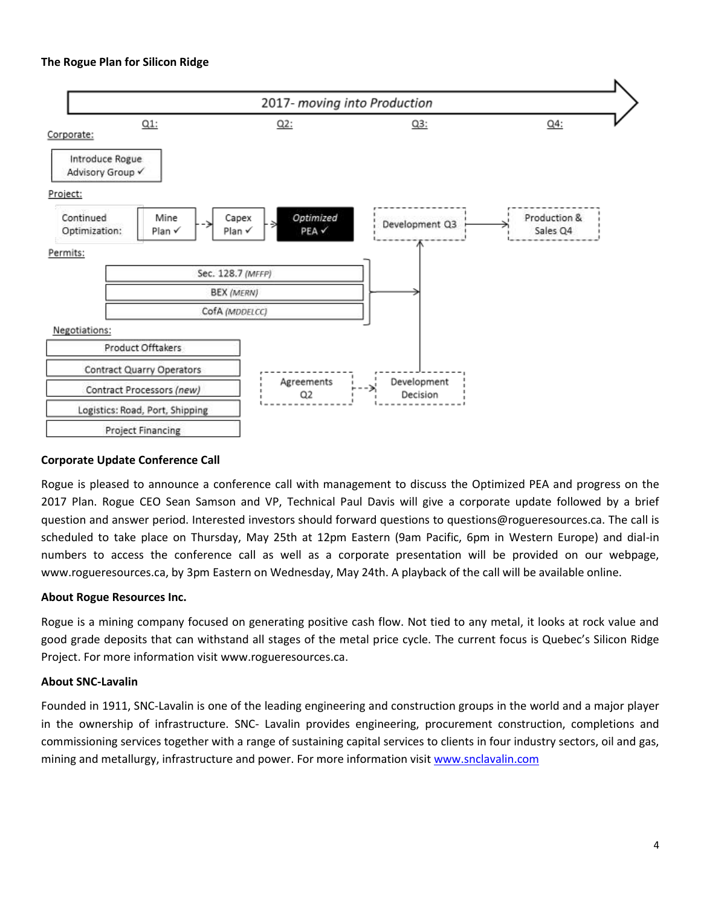**The Rogue Plan for Silicon Ridge**

2017- *moving into Production*

Q1: Q2: Q3: Q4:

Corporate:

- Introduce Rogue Advisory Group ✓

Project:

- Continued Optimization: Mine Plan ✓ → Capex Plan ✓ → *Optimized* PEA ✓
- Development Q3 → Production & Sales Q4

Permits:

- Sec. 128.7 *(MFFP)*
- BEX *(MERN)*
- CofA *(MDDELCC)*

Negotiations:

- Product Offtakers
- Contract Quarry Operators
- Contract Processors *(new)*
- Logistics: Road, Port, Shipping
- Project Financing

Agreements Q2 → Development Decision

**Corporate Update Conference Call**

Rogue is pleased to announce a conference call with management to discuss the Optimized PEA and progress on the 2017 Plan. Rogue CEO Sean Samson and VP, Technical Paul Davis will give a corporate update followed by a brief question and answer period. Interested investors should forward questions to questions@rogueresources.ca. The call is scheduled to take place on Thursday, May 25th at 12pm Eastern (9am Pacific, 6pm in Western Europe) and dial-in numbers to access the conference call as well as a corporate presentation will be provided on our webpage, www.rogueresources.ca, by 3pm Eastern on Wednesday, May 24th. A playback of the call will be available online.

**About Rogue Resources Inc.**

Rogue is a mining company focused on generating positive cash flow. Not tied to any metal, it looks at rock value and good grade deposits that can withstand all stages of the metal price cycle. The current focus is Quebec's Silicon Ridge Project. For more information visit www.rogueresources.ca.

**About SNC-Lavalin**

Founded in 1911, SNC-Lavalin is one of the leading engineering and construction groups in the world and a major player in the ownership of infrastructure. SNC- Lavalin provides engineering, procurement construction, completions and commissioning services together with a range of sustaining capital services to clients in four industry sectors, oil and gas, mining and metallurgy, infrastructure and power. For more information visit www.snclavalin.com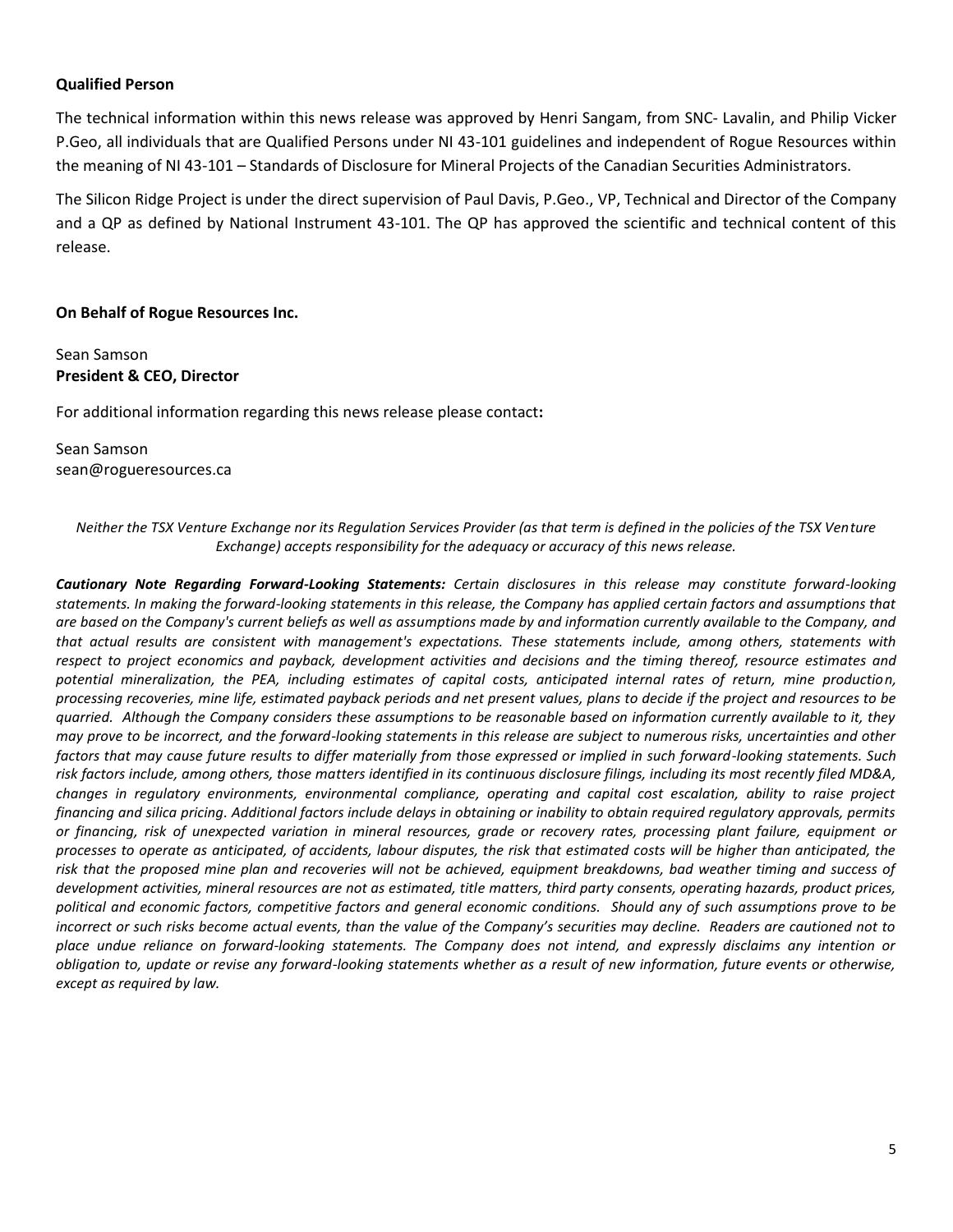**Qualified Person**

The technical information within this news release was approved by Henri Sangam, from SNC- Lavalin, and Philip Vicker P.Geo, all individuals that are Qualified Persons under NI 43-101 guidelines and independent of Rogue Resources within the meaning of NI 43-101 – Standards of Disclosure for Mineral Projects of the Canadian Securities Administrators.

The Silicon Ridge Project is under the direct supervision of Paul Davis, P.Geo., VP, Technical and Director of the Company and a QP as defined by National Instrument 43-101. The QP has approved the scientific and technical content of this release.

**On Behalf of Rogue Resources Inc.**

Sean Samson
**President & CEO, Director**

For additional information regarding this news release please contact**:**

Sean Samson
sean@rogueresources.ca

*Neither the TSX Venture Exchange nor its Regulation Services Provider (as that term is defined in the policies of the TSX Venture Exchange) accepts responsibility for the adequacy or accuracy of this news release.*

***Cautionary Note Regarding Forward-Looking Statements:*** *Certain disclosures in this release may constitute forward-looking statements. In making the forward-looking statements in this release, the Company has applied certain factors and assumptions that are based on the Company's current beliefs as well as assumptions made by and information currently available to the Company, and that actual results are consistent with management's expectations. These statements include, among others, statements with respect to project economics and payback, development activities and decisions and the timing thereof, resource estimates and potential mineralization, the PEA, including estimates of capital costs, anticipated internal rates of return, mine production, processing recoveries, mine life, estimated payback periods and net present values, plans to decide if the project and resources to be quarried. Although the Company considers these assumptions to be reasonable based on information currently available to it, they may prove to be incorrect, and the forward-looking statements in this release are subject to numerous risks, uncertainties and other factors that may cause future results to differ materially from those expressed or implied in such forward-looking statements. Such risk factors include, among others, those matters identified in its continuous disclosure filings, including its most recently filed MD&A, changes in regulatory environments, environmental compliance, operating and capital cost escalation, ability to raise project financing and silica pricing. Additional factors include delays in obtaining or inability to obtain required regulatory approvals, permits or financing, risk of unexpected variation in mineral resources, grade or recovery rates, processing plant failure, equipment or processes to operate as anticipated, of accidents, labour disputes, the risk that estimated costs will be higher than anticipated, the risk that the proposed mine plan and recoveries will not be achieved, equipment breakdowns, bad weather timing and success of development activities, mineral resources are not as estimated, title matters, third party consents, operating hazards, product prices, political and economic factors, competitive factors and general economic conditions. Should any of such assumptions prove to be incorrect or such risks become actual events, than the value of the Company's securities may decline. Readers are cautioned not to place undue reliance on forward-looking statements. The Company does not intend, and expressly disclaims any intention or obligation to, update or revise any forward-looking statements whether as a result of new information, future events or otherwise, except as required by law.*